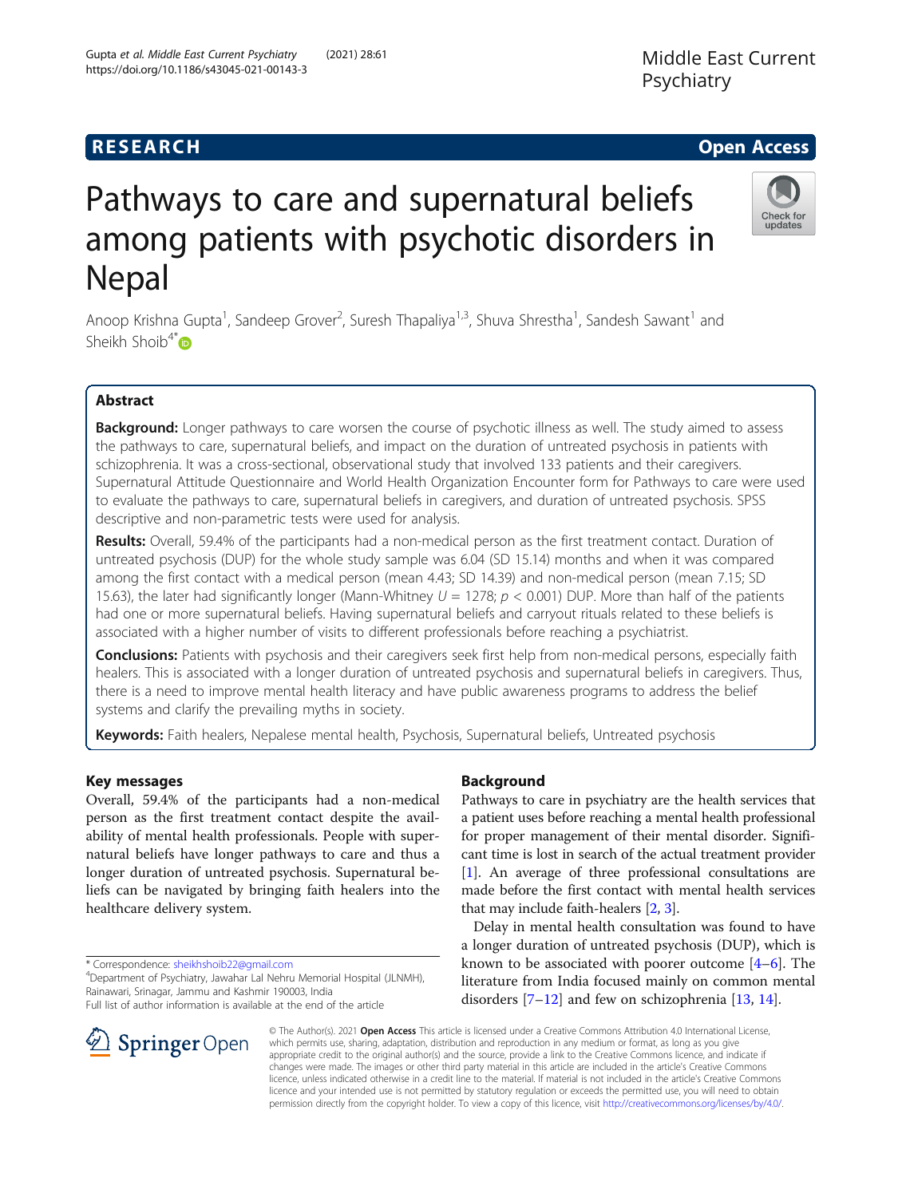# RESEARCH

Open Access

# Pathways to care and supernatural beliefs among patients with psychotic disorders in Nepal

Anoop Krishna Gupta[1], Sandeep Grover[2], Suresh Thapaliya[1,3], Shuva Shrestha[1], Sandesh Sawant[1] and Sheikh Shoib[4*]

## Abstract

**Background:** Longer pathways to care worsen the course of psychotic illness as well. The study aimed to assess the pathways to care, supernatural beliefs, and impact on the duration of untreated psychosis in patients with schizophrenia. It was a cross-sectional, observational study that involved 133 patients and their caregivers. Supernatural Attitude Questionnaire and World Health Organization Encounter form for Pathways to care were used to evaluate the pathways to care, supernatural beliefs in caregivers, and duration of untreated psychosis. SPSS descriptive and non-parametric tests were used for analysis.

**Results:** Overall, 59.4% of the participants had a non-medical person as the first treatment contact. Duration of untreated psychosis (DUP) for the whole study sample was 6.04 (SD 15.14) months and when it was compared among the first contact with a medical person (mean 4.43; SD 14.39) and non-medical person (mean 7.15; SD 15.63), the later had significantly longer (Mann-Whitney $U = 1278$; $p < 0.001$) DUP. More than half of the patients had one or more supernatural beliefs. Having supernatural beliefs and carryout rituals related to these beliefs is associated with a higher number of visits to different professionals before reaching a psychiatrist.

**Conclusions:** Patients with psychosis and their caregivers seek first help from non-medical persons, especially faith healers. This is associated with a longer duration of untreated psychosis and supernatural beliefs in caregivers. Thus, there is a need to improve mental health literacy and have public awareness programs to address the belief systems and clarify the prevailing myths in society.

**Keywords:** Faith healers, Nepalese mental health, Psychosis, Supernatural beliefs, Untreated psychosis

## Key messages

Overall, 59.4% of the participants had a non-medical person as the first treatment contact despite the availability of mental health professionals. People with supernatural beliefs have longer pathways to care and thus a longer duration of untreated psychosis. Supernatural beliefs can be navigated by bringing faith healers into the healthcare delivery system.

## Background

Pathways to care in psychiatry are the health services that a patient uses before reaching a mental health professional for proper management of their mental disorder. Significant time is lost in search of the actual treatment provider [1]. An average of three professional consultations are made before the first contact with mental health services that may include faith-healers [2, 3].

Delay in mental health consultation was found to have a longer duration of untreated psychosis (DUP), which is known to be associated with poorer outcome [4–6]. The literature from India focused mainly on common mental disorders [7–12] and few on schizophrenia [13, 14].

\* Correspondence: sheikhshoib22@gmail.com
[4]Department of Psychiatry, Jawahar Lal Nehru Memorial Hospital (JLNMH), Rainawari, Srinagar, Jammu and Kashmir 190003, India
Full list of author information is available at the end of the article

© The Author(s). 2021 Open Access This article is licensed under a Creative Commons Attribution 4.0 International License, which permits use, sharing, adaptation, distribution and reproduction in any medium or format, as long as you give appropriate credit to the original author(s) and the source, provide a link to the Creative Commons licence, and indicate if changes were made. The images or other third party material in this article are included in the article's Creative Commons licence, unless indicated otherwise in a credit line to the material. If material is not included in the article's Creative Commons licence and your intended use is not permitted by statutory regulation or exceeds the permitted use, you will need to obtain permission directly from the copyright holder. To view a copy of this licence, visit http://creativecommons.org/licenses/by/4.0/.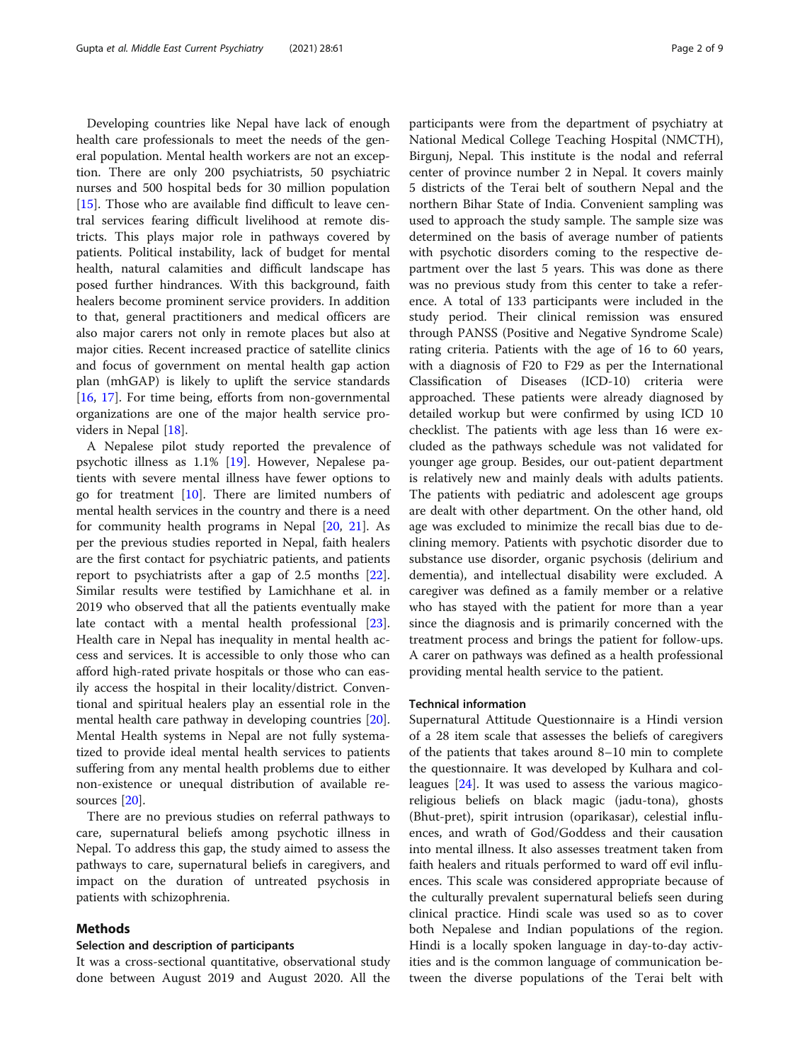Developing countries like Nepal have lack of enough health care professionals to meet the needs of the general population. Mental health workers are not an exception. There are only 200 psychiatrists, 50 psychiatric nurses and 500 hospital beds for 30 million population [15]. Those who are available find difficult to leave central services fearing difficult livelihood at remote districts. This plays major role in pathways covered by patients. Political instability, lack of budget for mental health, natural calamities and difficult landscape has posed further hindrances. With this background, faith healers become prominent service providers. In addition to that, general practitioners and medical officers are also major carers not only in remote places but also at major cities. Recent increased practice of satellite clinics and focus of government on mental health gap action plan (mhGAP) is likely to uplift the service standards [16, 17]. For time being, efforts from non-governmental organizations are one of the major health service providers in Nepal [18].

A Nepalese pilot study reported the prevalence of psychotic illness as 1.1% [19]. However, Nepalese patients with severe mental illness have fewer options to go for treatment [10]. There are limited numbers of mental health services in the country and there is a need for community health programs in Nepal [20, 21]. As per the previous studies reported in Nepal, faith healers are the first contact for psychiatric patients, and patients report to psychiatrists after a gap of 2.5 months [22]. Similar results were testified by Lamichhane et al. in 2019 who observed that all the patients eventually make late contact with a mental health professional [23]. Health care in Nepal has inequality in mental health access and services. It is accessible to only those who can afford high-rated private hospitals or those who can easily access the hospital in their locality/district. Conventional and spiritual healers play an essential role in the mental health care pathway in developing countries [20]. Mental Health systems in Nepal are not fully systematized to provide ideal mental health services to patients suffering from any mental health problems due to either non-existence or unequal distribution of available resources [20].

There are no previous studies on referral pathways to care, supernatural beliefs among psychotic illness in Nepal. To address this gap, the study aimed to assess the pathways to care, supernatural beliefs in caregivers, and impact on the duration of untreated psychosis in patients with schizophrenia.

## Methods

### Selection and description of participants

It was a cross-sectional quantitative, observational study done between August 2019 and August 2020. All the participants were from the department of psychiatry at National Medical College Teaching Hospital (NMCTH), Birgunj, Nepal. This institute is the nodal and referral center of province number 2 in Nepal. It covers mainly 5 districts of the Terai belt of southern Nepal and the northern Bihar State of India. Convenient sampling was used to approach the study sample. The sample size was determined on the basis of average number of patients with psychotic disorders coming to the respective department over the last 5 years. This was done as there was no previous study from this center to take a reference. A total of 133 participants were included in the study period. Their clinical remission was ensured through PANSS (Positive and Negative Syndrome Scale) rating criteria. Patients with the age of 16 to 60 years, with a diagnosis of F20 to F29 as per the International Classification of Diseases (ICD-10) criteria were approached. These patients were already diagnosed by detailed workup but were confirmed by using ICD 10 checklist. The patients with age less than 16 were excluded as the pathways schedule was not validated for younger age group. Besides, our out-patient department is relatively new and mainly deals with adults patients. The patients with pediatric and adolescent age groups are dealt with other department. On the other hand, old age was excluded to minimize the recall bias due to declining memory. Patients with psychotic disorder due to substance use disorder, organic psychosis (delirium and dementia), and intellectual disability were excluded. A caregiver was defined as a family member or a relative who has stayed with the patient for more than a year since the diagnosis and is primarily concerned with the treatment process and brings the patient for follow-ups. A carer on pathways was defined as a health professional providing mental health service to the patient.

### Technical information

Supernatural Attitude Questionnaire is a Hindi version of a 28 item scale that assesses the beliefs of caregivers of the patients that takes around 8–10 min to complete the questionnaire. It was developed by Kulhara and colleagues [24]. It was used to assess the various magico-religious beliefs on black magic (jadu-tona), ghosts (Bhut-pret), spirit intrusion (oparikasar), celestial influences, and wrath of God/Goddess and their causation into mental illness. It also assesses treatment taken from faith healers and rituals performed to ward off evil influences. This scale was considered appropriate because of the culturally prevalent supernatural beliefs seen during clinical practice. Hindi scale was used so as to cover both Nepalese and Indian populations of the region. Hindi is a locally spoken language in day-to-day activities and is the common language of communication between the diverse populations of the Terai belt with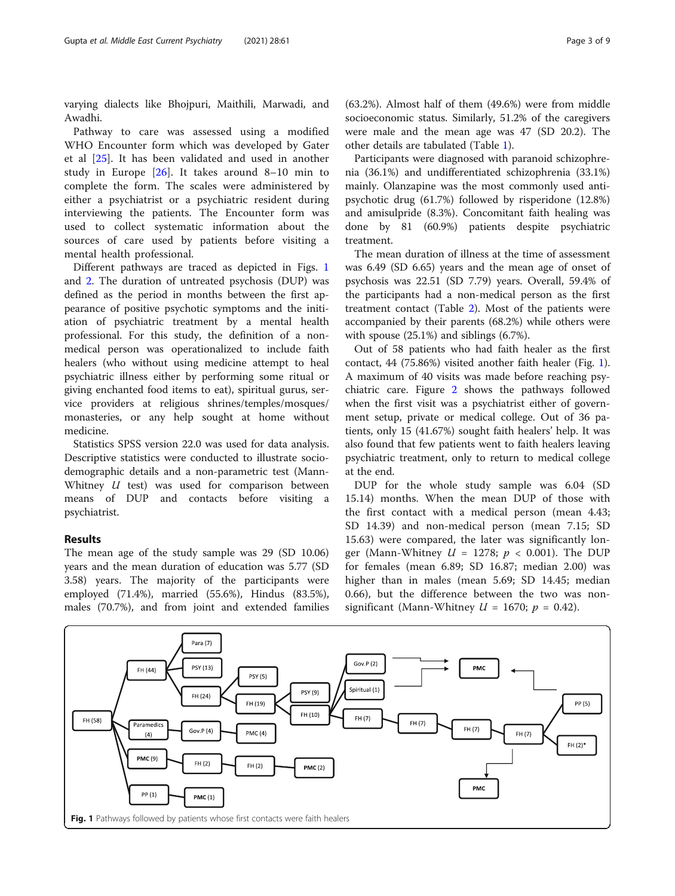varying dialects like Bhojpuri, Maithili, Marwadi, and Awadhi.

Pathway to care was assessed using a modified WHO Encounter form which was developed by Gater et al [25]. It has been validated and used in another study in Europe [26]. It takes around 8–10 min to complete the form. The scales were administered by either a psychiatrist or a psychiatric resident during interviewing the patients. The Encounter form was used to collect systematic information about the sources of care used by patients before visiting a mental health professional.

Different pathways are traced as depicted in Figs. 1 and 2. The duration of untreated psychosis (DUP) was defined as the period in months between the first appearance of positive psychotic symptoms and the initiation of psychiatric treatment by a mental health professional. For this study, the definition of a non-medical person was operationalized to include faith healers (who without using medicine attempt to heal psychiatric illness either by performing some ritual or giving enchanted food items to eat), spiritual gurus, service providers at religious shrines/temples/mosques/monasteries, or any help sought at home without medicine.

Statistics SPSS version 22.0 was used for data analysis. Descriptive statistics were conducted to illustrate socio-demographic details and a non-parametric test (Mann-Whitney $U$ test) was used for comparison between means of DUP and contacts before visiting a psychiatrist.

## Results

The mean age of the study sample was 29 (SD 10.06) years and the mean duration of education was 5.77 (SD 3.58) years. The majority of the participants were employed (71.4%), married (55.6%), Hindus (83.5%), males (70.7%), and from joint and extended families (63.2%). Almost half of them (49.6%) were from middle socioeconomic status. Similarly, 51.2% of the caregivers were male and the mean age was 47 (SD 20.2). The other details are tabulated (Table 1).

Participants were diagnosed with paranoid schizophrenia (36.1%) and undifferentiated schizophrenia (33.1%) mainly. Olanzapine was the most commonly used antipsychotic drug (61.7%) followed by risperidone (12.8%) and amisulpride (8.3%). Concomitant faith healing was done by 81 (60.9%) patients despite psychiatric treatment.

The mean duration of illness at the time of assessment was 6.49 (SD 6.65) years and the mean age of onset of psychosis was 22.51 (SD 7.79) years. Overall, 59.4% of the participants had a non-medical person as the first treatment contact (Table 2). Most of the patients were accompanied by their parents (68.2%) while others were with spouse (25.1%) and siblings (6.7%).

Out of 58 patients who had faith healer as the first contact, 44 (75.86%) visited another faith healer (Fig. 1). A maximum of 40 visits was made before reaching psychiatric care. Figure 2 shows the pathways followed when the first visit was a psychiatrist either of government setup, private or medical college. Out of 36 patients, only 15 (41.67%) sought faith healers' help. It was also found that few patients went to faith healers leaving psychiatric treatment, only to return to medical college at the end.

DUP for the whole study sample was 6.04 (SD 15.14) months. When the mean DUP of those with the first contact with a medical person (mean 4.43; SD 14.39) and non-medical person (mean 7.15; SD 15.63) were compared, the later was significantly longer (Mann-Whitney $U$ = 1278; $p$ < 0.001). The DUP for females (mean 6.89; SD 16.87; median 2.00) was higher than in males (mean 5.69; SD 14.45; median 0.66), but the difference between the two was non-significant (Mann-Whitney $U$ = 1670; $p$ = 0.42).

**Fig. 1** Pathways followed by patients whose first contacts were faith healers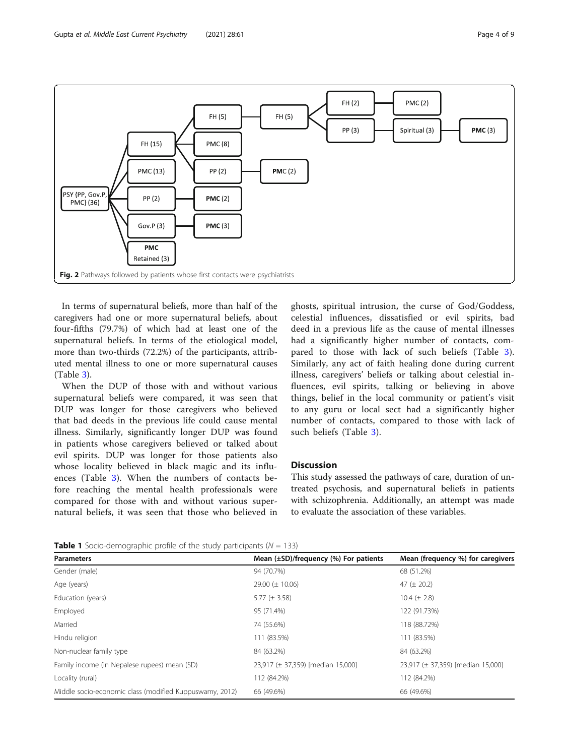Fig. 2 Pathways followed by patients whose first contacts were psychiatrists

In terms of supernatural beliefs, more than half of the caregivers had one or more supernatural beliefs, about four-fifths (79.7%) of which had at least one of the supernatural beliefs. In terms of the etiological model, more than two-thirds (72.2%) of the participants, attributed mental illness to one or more supernatural causes (Table 3).

When the DUP of those with and without various supernatural beliefs were compared, it was seen that DUP was longer for those caregivers who believed that bad deeds in the previous life could cause mental illness. Similarly, significantly longer DUP was found in patients whose caregivers believed or talked about evil spirits. DUP was longer for those patients also whose locality believed in black magic and its influences (Table 3). When the numbers of contacts before reaching the mental health professionals were compared for those with and without various supernatural beliefs, it was seen that those who believed in ghosts, spiritual intrusion, the curse of God/Goddess, celestial influences, dissatisfied or evil spirits, bad deed in a previous life as the cause of mental illnesses had a significantly higher number of contacts, compared to those with lack of such beliefs (Table 3). Similarly, any act of faith healing done during current illness, caregivers' beliefs or talking about celestial influences, evil spirits, talking or believing in above things, belief in the local community or patient's visit to any guru or local sect had a significantly higher number of contacts, compared to those with lack of such beliefs (Table 3).

## Discussion

This study assessed the pathways of care, duration of untreated psychosis, and supernatural beliefs in patients with schizophrenia. Additionally, an attempt was made to evaluate the association of these variables.

**Table 1** Socio-demographic profile of the study participants (N = 133)

| Parameters | Mean (±SD)/frequency (%) For patients | Mean (frequency %) for caregivers |
|---|---|---|
| Gender (male) | 94 (70.7%) | 68 (51.2%) |
| Age (years) | 29.00 (± 10.06) | 47 (± 20.2) |
| Education (years) | 5.77 (± 3.58) | 10.4 (± 2.8) |
| Employed | 95 (71.4%) | 122 (91.73%) |
| Married | 74 (55.6%) | 118 (88.72%) |
| Hindu religion | 111 (83.5%) | 111 (83.5%) |
| Non-nuclear family type | 84 (63.2%) | 84 (63.2%) |
| Family income (in Nepalese rupees) mean (SD) | 23,917 (± 37,359) [median 15,000] | 23,917 (± 37,359) [median 15,000] |
| Locality (rural) | 112 (84.2%) | 112 (84.2%) |
| Middle socio-economic class (modified Kuppuswamy, 2012) | 66 (49.6%) | 66 (49.6%) |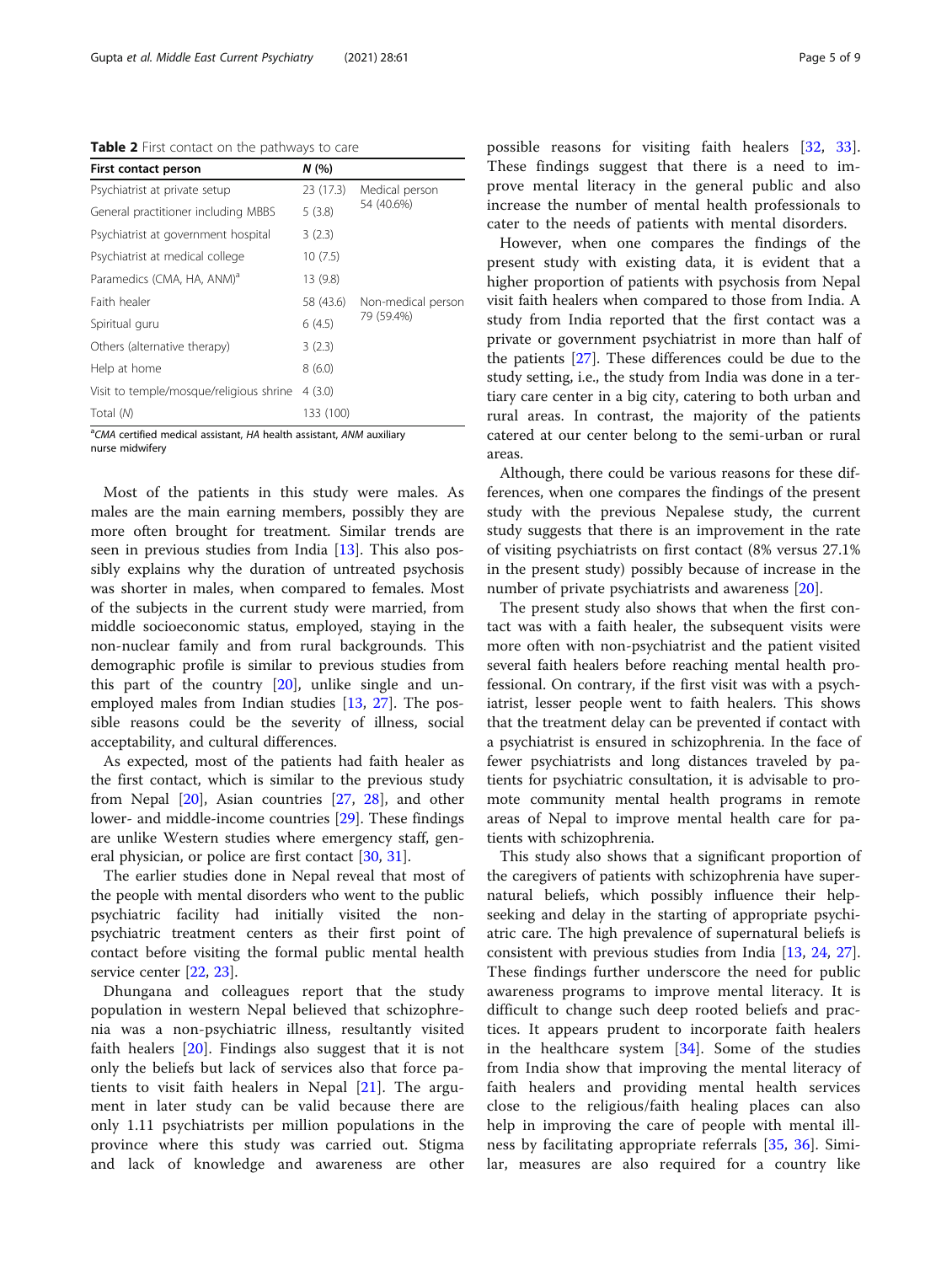**Table 2** First contact on the pathways to care

| First contact person | N (%) | |
|---|---|---|
| Psychiatrist at private setup | 23 (17.3) | Medical person 54 (40.6%) |
| General practitioner including MBBS | 5 (3.8) | |
| Psychiatrist at government hospital | 3 (2.3) | |
| Psychiatrist at medical college | 10 (7.5) | |
| Paramedics (CMA, HA, ANM)[a] | 13 (9.8) | |
| Faith healer | 58 (43.6) | Non-medical person 79 (59.4%) |
| Spiritual guru | 6 (4.5) | |
| Others (alternative therapy) | 3 (2.3) | |
| Help at home | 8 (6.0) | |
| Visit to temple/mosque/religious shrine | 4 (3.0) | |
| Total (N) | 133 (100) | |

[a]*CMA* certified medical assistant, *HA* health assistant, *ANM* auxiliary nurse midwifery

Most of the patients in this study were males. As males are the main earning members, possibly they are more often brought for treatment. Similar trends are seen in previous studies from India [13]. This also possibly explains why the duration of untreated psychosis was shorter in males, when compared to females. Most of the subjects in the current study were married, from middle socioeconomic status, employed, staying in the non-nuclear family and from rural backgrounds. This demographic profile is similar to previous studies from this part of the country [20], unlike single and unemployed males from Indian studies [13, 27]. The possible reasons could be the severity of illness, social acceptability, and cultural differences.

As expected, most of the patients had faith healer as the first contact, which is similar to the previous study from Nepal [20], Asian countries [27, 28], and other lower- and middle-income countries [29]. These findings are unlike Western studies where emergency staff, general physician, or police are first contact [30, 31].

The earlier studies done in Nepal reveal that most of the people with mental disorders who went to the public psychiatric facility had initially visited the non-psychiatric treatment centers as their first point of contact before visiting the formal public mental health service center [22, 23].

Dhungana and colleagues report that the study population in western Nepal believed that schizophrenia was a non-psychiatric illness, resultantly visited faith healers [20]. Findings also suggest that it is not only the beliefs but lack of services also that force patients to visit faith healers in Nepal [21]. The argument in later study can be valid because there are only 1.11 psychiatrists per million populations in the province where this study was carried out. Stigma and lack of knowledge and awareness are other possible reasons for visiting faith healers [32, 33]. These findings suggest that there is a need to improve mental literacy in the general public and also increase the number of mental health professionals to cater to the needs of patients with mental disorders.

However, when one compares the findings of the present study with existing data, it is evident that a higher proportion of patients with psychosis from Nepal visit faith healers when compared to those from India. A study from India reported that the first contact was a private or government psychiatrist in more than half of the patients [27]. These differences could be due to the study setting, i.e., the study from India was done in a tertiary care center in a big city, catering to both urban and rural areas. In contrast, the majority of the patients catered at our center belong to the semi-urban or rural areas.

Although, there could be various reasons for these differences, when one compares the findings of the present study with the previous Nepalese study, the current study suggests that there is an improvement in the rate of visiting psychiatrists on first contact (8% versus 27.1% in the present study) possibly because of increase in the number of private psychiatrists and awareness [20].

The present study also shows that when the first contact was with a faith healer, the subsequent visits were more often with non-psychiatrist and the patient visited several faith healers before reaching mental health professional. On contrary, if the first visit was with a psychiatrist, lesser people went to faith healers. This shows that the treatment delay can be prevented if contact with a psychiatrist is ensured in schizophrenia. In the face of fewer psychiatrists and long distances traveled by patients for psychiatric consultation, it is advisable to promote community mental health programs in remote areas of Nepal to improve mental health care for patients with schizophrenia.

This study also shows that a significant proportion of the caregivers of patients with schizophrenia have supernatural beliefs, which possibly influence their help-seeking and delay in the starting of appropriate psychiatric care. The high prevalence of supernatural beliefs is consistent with previous studies from India [13, 24, 27]. These findings further underscore the need for public awareness programs to improve mental literacy. It is difficult to change such deep rooted beliefs and practices. It appears prudent to incorporate faith healers in the healthcare system [34]. Some of the studies from India show that improving the mental literacy of faith healers and providing mental health services close to the religious/faith healing places can also help in improving the care of people with mental illness by facilitating appropriate referrals [35, 36]. Similar, measures are also required for a country like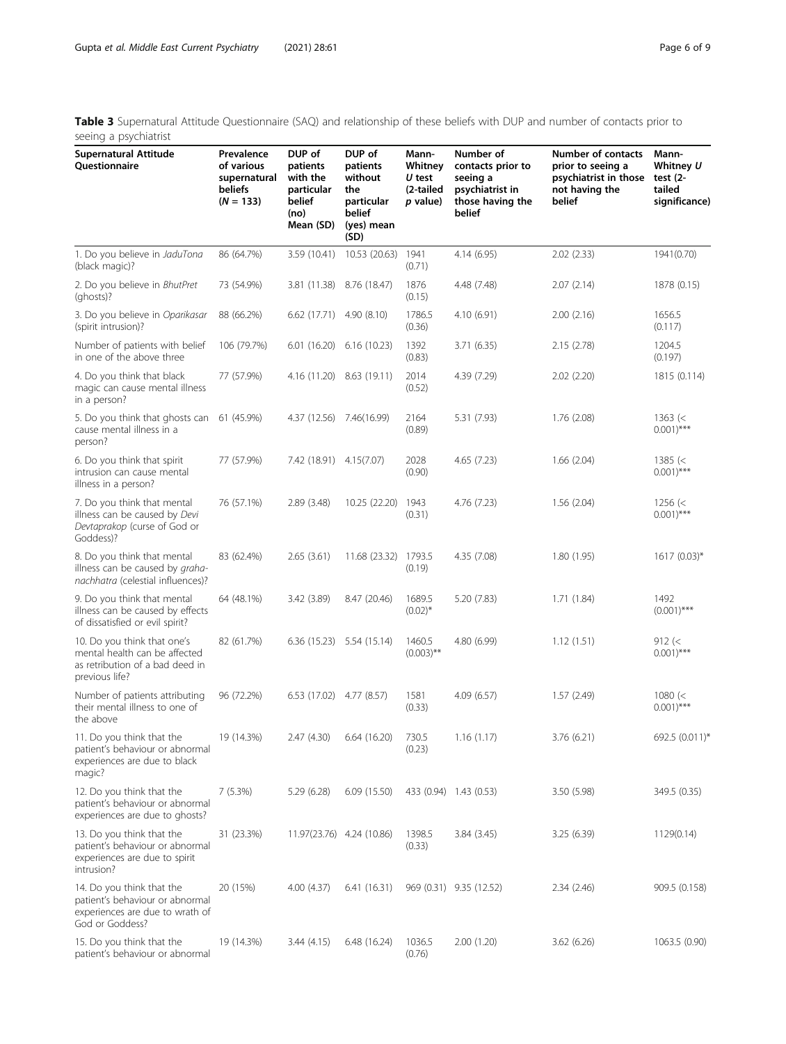**Table 3** Supernatural Attitude Questionnaire (SAQ) and relationship of these beliefs with DUP and number of contacts prior to seeing a psychiatrist

| Supernatural Attitude Questionnaire | Prevalence of various supernatural beliefs ($N = 133$) | DUP of patients with the particular belief (no) Mean (SD) | DUP of patients without the particular belief (yes) mean (SD) | Mann-Whitney $U$ test (2-tailed $p$ value) | Number of contacts prior to seeing a psychiatrist in those having the belief | Number of contacts prior to seeing a psychiatrist in those not having the belief | Mann-Whitney $U$ test (2-tailed significance) |
|---|---|---|---|---|---|---|---|
| 1. Do you believe in *JaduTona* (black magic)? | 86 (64.7%) | 3.59 (10.41) | 10.53 (20.63) | 1941 (0.71) | 4.14 (6.95) | 2.02 (2.33) | 1941(0.70) |
| 2. Do you believe in *BhutPret* (ghosts)? | 73 (54.9%) | 3.81 (11.38) | 8.76 (18.47) | 1876 (0.15) | 4.48 (7.48) | 2.07 (2.14) | 1878 (0.15) |
| 3. Do you believe in *Oparikasar* (spirit intrusion)? | 88 (66.2%) | 6.62 (17.71) | 4.90 (8.10) | 1786.5 (0.36) | 4.10 (6.91) | 2.00 (2.16) | 1656.5 (0.117) |
| Number of patients with belief in one of the above three | 106 (79.7%) | 6.01 (16.20) | 6.16 (10.23) | 1392 (0.83) | 3.71 (6.35) | 2.15 (2.78) | 1204.5 (0.197) |
| 4. Do you think that black magic can cause mental illness in a person? | 77 (57.9%) | 4.16 (11.20) | 8.63 (19.11) | 2014 (0.52) | 4.39 (7.29) | 2.02 (2.20) | 1815 (0.114) |
| 5. Do you think that ghosts can cause mental illness in a person? | 61 (45.9%) | 4.37 (12.56) | 7.46(16.99) | 2164 (0.89) | 5.31 (7.93) | 1.76 (2.08) | 1363 (< 0.001)*** |
| 6. Do you think that spirit intrusion can cause mental illness in a person? | 77 (57.9%) | 7.42 (18.91) | 4.15(7.07) | 2028 (0.90) | 4.65 (7.23) | 1.66 (2.04) | 1385 (< 0.001)*** |
| 7. Do you think that mental illness can be caused by *Devi Devtaprakop* (curse of God or Goddess)? | 76 (57.1%) | 2.89 (3.48) | 10.25 (22.20) | 1943 (0.31) | 4.76 (7.23) | 1.56 (2.04) | 1256 (< 0.001)*** |
| 8. Do you think that mental illness can be caused by *graha-nachhatra* (celestial influences)? | 83 (62.4%) | 2.65 (3.61) | 11.68 (23.32) | 1793.5 (0.19) | 4.35 (7.08) | 1.80 (1.95) | 1617 (0.03)* |
| 9. Do you think that mental illness can be caused by effects of dissatisfied or evil spirit? | 64 (48.1%) | 3.42 (3.89) | 8.47 (20.46) | 1689.5 (0.02)* | 5.20 (7.83) | 1.71 (1.84) | 1492 (0.001)*** |
| 10. Do you think that one's mental health can be affected as retribution of a bad deed in previous life? | 82 (61.7%) | 6.36 (15.23) | 5.54 (15.14) | 1460.5 (0.003)** | 4.80 (6.99) | 1.12 (1.51) | 912 (< 0.001)*** |
| Number of patients attributing their mental illness to one of the above | 96 (72.2%) | 6.53 (17.02) | 4.77 (8.57) | 1581 (0.33) | 4.09 (6.57) | 1.57 (2.49) | 1080 (< 0.001)*** |
| 11. Do you think that the patient's behaviour or abnormal experiences are due to black magic? | 19 (14.3%) | 2.47 (4.30) | 6.64 (16.20) | 730.5 (0.23) | 1.16 (1.17) | 3.76 (6.21) | 692.5 (0.011)* |
| 12. Do you think that the patient's behaviour or abnormal experiences are due to ghosts? | 7 (5.3%) | 5.29 (6.28) | 6.09 (15.50) | 433 (0.94) | 1.43 (0.53) | 3.50 (5.98) | 349.5 (0.35) |
| 13. Do you think that the patient's behaviour or abnormal experiences are due to spirit intrusion? | 31 (23.3%) | 11.97(23.76) | 4.24 (10.86) | 1398.5 (0.33) | 3.84 (3.45) | 3.25 (6.39) | 1129(0.14) |
| 14. Do you think that the patient's behaviour or abnormal experiences are due to wrath of God or Goddess? | 20 (15%) | 4.00 (4.37) | 6.41 (16.31) | 969 (0.31) | 9.35 (12.52) | 2.34 (2.46) | 909.5 (0.158) |
| 15. Do you think that the patient's behaviour or abnormal | 19 (14.3%) | 3.44 (4.15) | 6.48 (16.24) | 1036.5 (0.76) | 2.00 (1.20) | 3.62 (6.26) | 1063.5 (0.90) |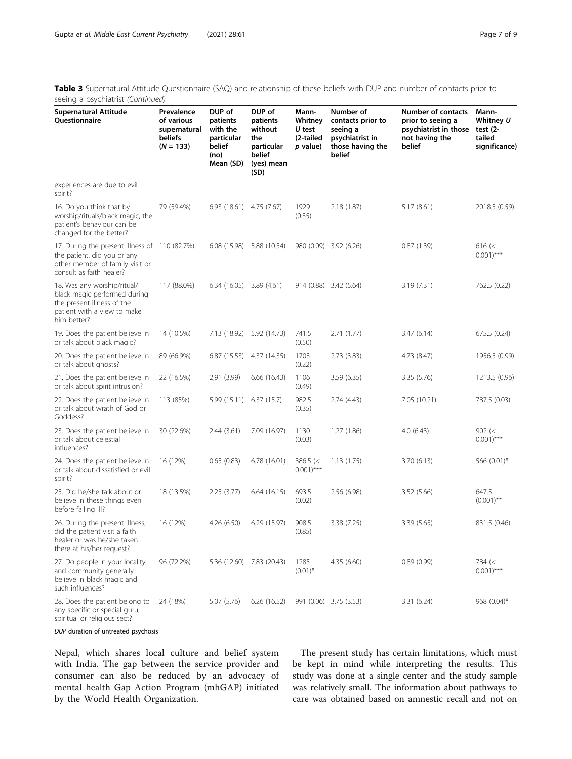**Table 3** Supernatural Attitude Questionnaire (SAQ) and relationship of these beliefs with DUP and number of contacts prior to seeing a psychiatrist *(Continued)*

| Supernatural Attitude Questionnaire | Prevalence of various supernatural beliefs ($N$ = 133) | DUP of patients with the particular belief (no) Mean (SD) | DUP of patients without the particular belief (yes) mean (SD) | Mann-Whitney $U$ test (2-tailed $p$ value) | Number of contacts prior to seeing a psychiatrist in those having the belief | Number of contacts prior to seeing a psychiatrist in those not having the belief | Mann-Whitney $U$ test (2-tailed significance) |
|---|---|---|---|---|---|---|---|
| experiences are due to evil spirit? | | | | | | | |
| 16. Do you think that by worship/rituals/black magic, the patient's behaviour can be changed for the better? | 79 (59.4%) | 6.93 (18.61) | 4.75 (7.67) | 1929 (0.35) | 2.18 (1.87) | 5.17 (8.61) | 2018.5 (0.59) |
| 17. During the present illness of the patient, did you or any other member of family visit or consult as faith healer? | 110 (82.7%) | 6.08 (15.98) | 5.88 (10.54) | 980 (0.09) | 3.92 (6.26) | 0.87 (1.39) | 616 (< 0.001)*** |
| 18. Was any worship/ritual/ black magic performed during the present illness of the patient with a view to make him better? | 117 (88.0%) | 6.34 (16.05) | 3.89 (4.61) | 914 (0.88) | 3.42 (5.64) | 3.19 (7.31) | 762.5 (0.22) |
| 19. Does the patient believe in or talk about black magic? | 14 (10.5%) | 7.13 (18.92) | 5.92 (14.73) | 741.5 (0.50) | 2.71 (1.77) | 3.47 (6.14) | 675.5 (0.24) |
| 20. Does the patient believe in or talk about ghosts? | 89 (66.9%) | 6.87 (15.53) | 4.37 (14.35) | 1703 (0.22) | 2.73 (3.83) | 4.73 (8.47) | 1956.5 (0.99) |
| 21. Does the patient believe in or talk about spirit intrusion? | 22 (16.5%) | 2,91 (3.99) | 6.66 (16.43) | 1106 (0.49) | 3.59 (6.35) | 3.35 (5.76) | 1213.5 (0.96) |
| 22. Does the patient believe in or talk about wrath of God or Goddess? | 113 (85%) | 5.99 (15.11) | 6.37 (15.7) | 982.5 (0.35) | 2.74 (4.43) | 7.05 (10.21) | 787.5 (0.03) |
| 23. Does the patient believe in or talk about celestial influences? | 30 (22.6%) | 2.44 (3.61) | 7.09 (16.97) | 1130 (0.03) | 1.27 (1.86) | 4.0 (6.43) | 902 (< 0.001)*** |
| 24. Does the patient believe in or talk about dissatisfied or evil spirit? | 16 (12%) | 0.65 (0.83) | 6.78 (16.01) | 386.5 (< 0.001)*** | 1.13 (1.75) | 3.70 (6.13) | 566 (0.01)* |
| 25. Did he/she talk about or believe in these things even before falling ill? | 18 (13.5%) | 2.25 (3.77) | 6.64 (16.15) | 693.5 (0.02) | 2.56 (6.98) | 3.52 (5.66) | 647.5 (0.001)** |
| 26. During the present illness, did the patient visit a faith healer or was he/she taken there at his/her request? | 16 (12%) | 4.26 (6.50) | 6.29 (15.97) | 908.5 (0.85) | 3.38 (7.25) | 3.39 (5.65) | 831.5 (0.46) |
| 27. Do people in your locality and community generally believe in black magic and such influences? | 96 (72.2%) | 5.36 (12.60) | 7.83 (20.43) | 1285 (0.01)* | 4.35 (6.60) | 0.89 (0.99) | 784 (< 0.001)*** |
| 28. Does the patient belong to any specific or special guru, spiritual or religious sect? | 24 (18%) | 5.07 (5.76) | 6.26 (16.52) | 991 (0.06) | 3.75 (3.53) | 3.31 (6.24) | 968 (0.04)* |

*DUP* duration of untreated psychosis

Nepal, which shares local culture and belief system with India. The gap between the service provider and consumer can also be reduced by an advocacy of mental health Gap Action Program (mhGAP) initiated by the World Health Organization.

The present study has certain limitations, which must be kept in mind while interpreting the results. This study was done at a single center and the study sample was relatively small. The information about pathways to care was obtained based on amnestic recall and not on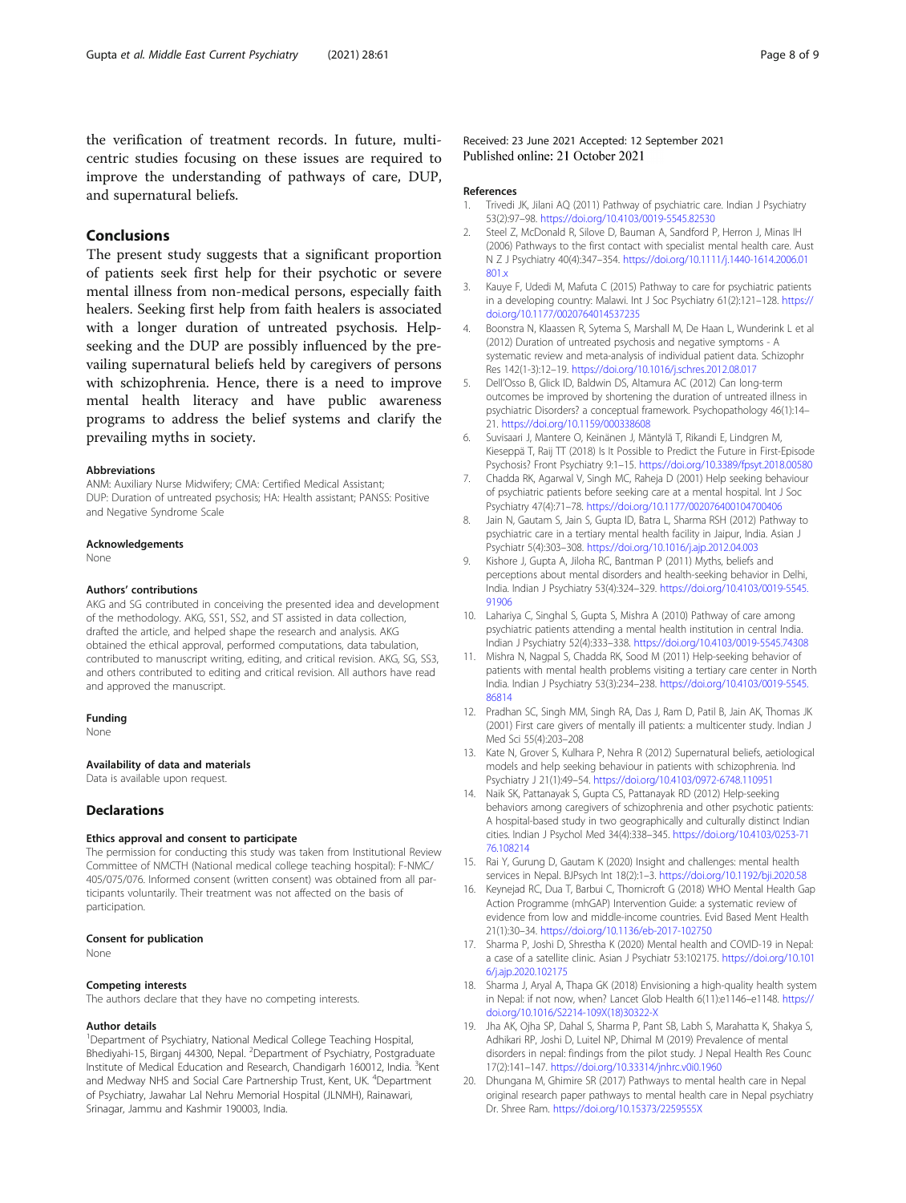the verification of treatment records. In future, multicentric studies focusing on these issues are required to improve the understanding of pathways of care, DUP, and supernatural beliefs.

## Conclusions

The present study suggests that a significant proportion of patients seek first help for their psychotic or severe mental illness from non-medical persons, especially faith healers. Seeking first help from faith healers is associated with a longer duration of untreated psychosis. Help-seeking and the DUP are possibly influenced by the prevailing supernatural beliefs held by caregivers of persons with schizophrenia. Hence, there is a need to improve mental health literacy and have public awareness programs to address the belief systems and clarify the prevailing myths in society.

#### Abbreviations

ANM: Auxiliary Nurse Midwifery; CMA: Certified Medical Assistant; DUP: Duration of untreated psychosis; HA: Health assistant; PANSS: Positive and Negative Syndrome Scale

#### Acknowledgements

None

#### Authors' contributions

AKG and SG contributed in conceiving the presented idea and development of the methodology. AKG, SS1, SS2, and ST assisted in data collection, drafted the article, and helped shape the research and analysis. AKG obtained the ethical approval, performed computations, data tabulation, contributed to manuscript writing, editing, and critical revision. AKG, SG, SS3, and others contributed to editing and critical revision. All authors have read and approved the manuscript.

#### Funding

None

#### Availability of data and materials

Data is available upon request.

## Declarations

#### Ethics approval and consent to participate

The permission for conducting this study was taken from Institutional Review Committee of NMCTH (National medical college teaching hospital): F-NMC/405/075/076. Informed consent (written consent) was obtained from all participants voluntarily. Their treatment was not affected on the basis of participation.

#### Consent for publication

None

#### Competing interests

The authors declare that they have no competing interests.

#### Author details

[1]Department of Psychiatry, National Medical College Teaching Hospital, Bhediyahi-15, Birganj 44300, Nepal. [2]Department of Psychiatry, Postgraduate Institute of Medical Education and Research, Chandigarh 160012, India. [3]Kent and Medway NHS and Social Care Partnership Trust, Kent, UK. [4]Department of Psychiatry, Jawahar Lal Nehru Memorial Hospital (JLNMH), Rainawari, Srinagar, Jammu and Kashmir 190003, India.

Received: 23 June 2021 Accepted: 12 September 2021
Published online: 21 October 2021

#### References

1. Trivedi JK, Jilani AQ (2011) Pathway of psychiatric care. Indian J Psychiatry 53(2):97–98. https://doi.org/10.4103/0019-5545.82530
2. Steel Z, McDonald R, Silove D, Bauman A, Sandford P, Herron J, Minas IH (2006) Pathways to the first contact with specialist mental health care. Aust N Z J Psychiatry 40(4):347–354. https://doi.org/10.1111/j.1440-1614.2006.01801.x
3. Kauye F, Udedi M, Mafuta C (2015) Pathway to care for psychiatric patients in a developing country: Malawi. Int J Soc Psychiatry 61(2):121–128. https://doi.org/10.1177/0020764014537235
4. Boonstra N, Klaassen R, Sytema S, Marshall M, De Haan L, Wunderink L et al (2012) Duration of untreated psychosis and negative symptoms - A systematic review and meta-analysis of individual patient data. Schizophr Res 142(1-3):12–19. https://doi.org/10.1016/j.schres.2012.08.017
5. Dell'Osso B, Glick ID, Baldwin DS, Altamura AC (2012) Can long-term outcomes be improved by shortening the duration of untreated illness in psychiatric Disorders? a conceptual framework. Psychopathology 46(1):14–21. https://doi.org/10.1159/000338608
6. Suvisaari J, Mantere O, Keinänen J, Mäntylä T, Rikandi E, Lindgren M, Kieseppä T, Raij TT (2018) Is It Possible to Predict the Future in First-Episode Psychosis? Front Psychiatry 9:1–15. https://doi.org/10.3389/fpsyt.2018.00580
7. Chadda RK, Agarwal V, Singh MC, Raheja D (2001) Help seeking behaviour of psychiatric patients before seeking care at a mental hospital. Int J Soc Psychiatry 47(4):71–78. https://doi.org/10.1177/002076400104700406
8. Jain N, Gautam S, Jain S, Gupta ID, Batra L, Sharma RSH (2012) Pathway to psychiatric care in a tertiary mental health facility in Jaipur, India. Asian J Psychiatr 5(4):303–308. https://doi.org/10.1016/j.ajp.2012.04.003
9. Kishore J, Gupta A, Jiloha RC, Bantman P (2011) Myths, beliefs and perceptions about mental disorders and health-seeking behavior in Delhi, India. Indian J Psychiatry 53(4):324–329. https://doi.org/10.4103/0019-5545.91906
10. Lahariya C, Singhal S, Gupta S, Mishra A (2010) Pathway of care among psychiatric patients attending a mental health institution in central India. Indian J Psychiatry 52(4):333–338. https://doi.org/10.4103/0019-5545.74308
11. Mishra N, Nagpal S, Chadda RK, Sood M (2011) Help-seeking behavior of patients with mental health problems visiting a tertiary care center in North India. Indian J Psychiatry 53(3):234–238. https://doi.org/10.4103/0019-5545.86814
12. Pradhan SC, Singh MM, Singh RA, Das J, Ram D, Patil B, Jain AK, Thomas JK (2001) First care givers of mentally ill patients: a multicenter study. Indian J Med Sci 55(4):203–208
13. Kate N, Grover S, Kulhara P, Nehra R (2012) Supernatural beliefs, aetiological models and help seeking behaviour in patients with schizophrenia. Ind Psychiatry J 21(1):49–54. https://doi.org/10.4103/0972-6748.110951
14. Naik SK, Pattanayak S, Gupta CS, Pattanayak RD (2012) Help-seeking behaviors among caregivers of schizophrenia and other psychotic patients: A hospital-based study in two geographically and culturally distinct Indian cities. Indian J Psychol Med 34(4):338–345. https://doi.org/10.4103/0253-7176.108214
15. Rai Y, Gurung D, Gautam K (2020) Insight and challenges: mental health services in Nepal. BJPsych Int 18(2):1–3. https://doi.org/10.1192/bji.2020.58
16. Keynejad RC, Dua T, Barbui C, Thornicroft G (2018) WHO Mental Health Gap Action Programme (mhGAP) Intervention Guide: a systematic review of evidence from low and middle-income countries. Evid Based Ment Health 21(1):30–34. https://doi.org/10.1136/eb-2017-102750
17. Sharma P, Joshi D, Shrestha K (2020) Mental health and COVID-19 in Nepal: a case of a satellite clinic. Asian J Psychiatr 53:102175. https://doi.org/10.1016/j.ajp.2020.102175
18. Sharma J, Aryal A, Thapa GK (2018) Envisioning a high-quality health system in Nepal: if not now, when? Lancet Glob Health 6(11):e1146–e1148. https://doi.org/10.1016/S2214-109X(18)30322-X
19. Jha AK, Ojha SP, Dahal S, Sharma P, Pant SB, Labh S, Marahatta K, Shakya S, Adhikari RP, Joshi D, Luitel NP, Dhimal M (2019) Prevalence of mental disorders in nepal: findings from the pilot study. J Nepal Health Res Counc 17(2):141–147. https://doi.org/10.33314/jnhrc.v0i0.1960
20. Dhungana M, Ghimire SR (2017) Pathways to mental health care in Nepal original research paper pathways to mental health care in Nepal psychiatry Dr. Shree Ram. https://doi.org/10.15373/2259555X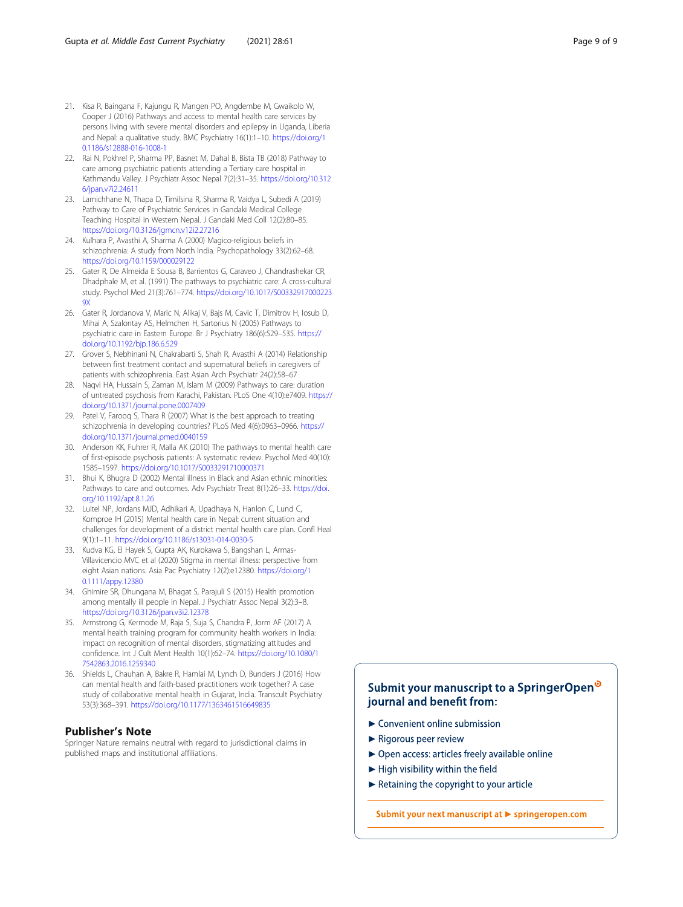21. Kisa R, Baingana F, Kajungu R, Mangen PO, Angdembe M, Gwaikolo W, Cooper J (2016) Pathways and access to mental health care services by persons living with severe mental disorders and epilepsy in Uganda, Liberia and Nepal: a qualitative study. BMC Psychiatry 16(1):1–10. https://doi.org/10.1186/s12888-016-1008-1
22. Rai N, Pokhrel P, Sharma PP, Basnet M, Dahal B, Bista TB (2018) Pathway to care among psychiatric patients attending a Tertiary care hospital in Kathmandu Valley. J Psychiatr Assoc Nepal 7(2):31–35. https://doi.org/10.3126/jpan.v7i2.24611
23. Lamichhane N, Thapa D, Timilsina R, Sharma R, Vaidya L, Subedi A (2019) Pathway to Care of Psychiatric Services in Gandaki Medical College Teaching Hospital in Western Nepal. J Gandaki Med Coll 12(2):80–85. https://doi.org/10.3126/jgmcn.v12i2.27216
24. Kulhara P, Avasthi A, Sharma A (2000) Magico-religious beliefs in schizophrenia: A study from North India. Psychopathology 33(2):62–68. https://doi.org/10.1159/000029122
25. Gater R, De Almeida E Sousa B, Barrientos G, Caraveo J, Chandrashekar CR, Dhadphale M, et al. (1991) The pathways to psychiatric care: A cross-cultural study. Psychol Med 21(3):761–774. https://doi.org/10.1017/S003329170002239X
26. Gater R, Jordanova V, Maric N, Alikaj V, Bajs M, Cavic T, Dimitrov H, Iosub D, Mihai A, Szalontay AS, Helmchen H, Sartorius N (2005) Pathways to psychiatric care in Eastern Europe. Br J Psychiatry 186(6):529–535. https://doi.org/10.1192/bjp.186.6.529
27. Grover S, Nebhinani N, Chakrabarti S, Shah R, Avasthi A (2014) Relationship between first treatment contact and supernatural beliefs in caregivers of patients with schizophrenia. East Asian Arch Psychiatr 24(2):58–67
28. Naqvi HA, Hussain S, Zaman M, Islam M (2009) Pathways to care: duration of untreated psychosis from Karachi, Pakistan. PLoS One 4(10):e7409. https://doi.org/10.1371/journal.pone.0007409
29. Patel V, Farooq S, Thara R (2007) What is the best approach to treating schizophrenia in developing countries? PLoS Med 4(6):0963–0966. https://doi.org/10.1371/journal.pmed.0040159
30. Anderson KK, Fuhrer R, Malla AK (2010) The pathways to mental health care of first-episode psychosis patients: A systematic review. Psychol Med 40(10): 1585–1597. https://doi.org/10.1017/S0033291710000371
31. Bhui K, Bhugra D (2002) Mental illness in Black and Asian ethnic minorities: Pathways to care and outcomes. Adv Psychiatr Treat 8(1):26–33. https://doi.org/10.1192/apt.8.1.26
32. Luitel NP, Jordans MJD, Adhikari A, Upadhaya N, Hanlon C, Lund C, Komproe IH (2015) Mental health care in Nepal: current situation and challenges for development of a district mental health care plan. Confl Heal 9(1):1–11. https://doi.org/10.1186/s13031-014-0030-5
33. Kudva KG, El Hayek S, Gupta AK, Kurokawa S, Bangshan L, Armas-Villavicencio MVC et al (2020) Stigma in mental illness: perspective from eight Asian nations. Asia Pac Psychiatry 12(2):e12380. https://doi.org/10.1111/appy.12380
34. Ghimire SR, Dhungana M, Bhagat S, Parajuli S (2015) Health promotion among mentally ill people in Nepal. J Psychiatr Assoc Nepal 3(2):3–8. https://doi.org/10.3126/jpan.v3i2.12378
35. Armstrong G, Kermode M, Raja S, Suja S, Chandra P, Jorm AF (2017) A mental health training program for community health workers in India: impact on recognition of mental disorders, stigmatizing attitudes and confidence. Int J Cult Ment Health 10(1):62–74. https://doi.org/10.1080/17542863.2016.1259340
36. Shields L, Chauhan A, Bakre R, Hamlai M, Lynch D, Bunders J (2016) How can mental health and faith-based practitioners work together? A case study of collaborative mental health in Gujarat, India. Transcult Psychiatry 53(3):368–391. https://doi.org/10.1177/1363461516649835

## Publisher's Note

Springer Nature remains neutral with regard to jurisdictional claims in published maps and institutional affiliations.

**Submit your manuscript to a SpringerOpen journal and benefit from:**

- ► Convenient online submission
- ► Rigorous peer review
- ► Open access: articles freely available online
- ► High visibility within the field
- ► Retaining the copyright to your article

**Submit your next manuscript at ► springeropen.com**